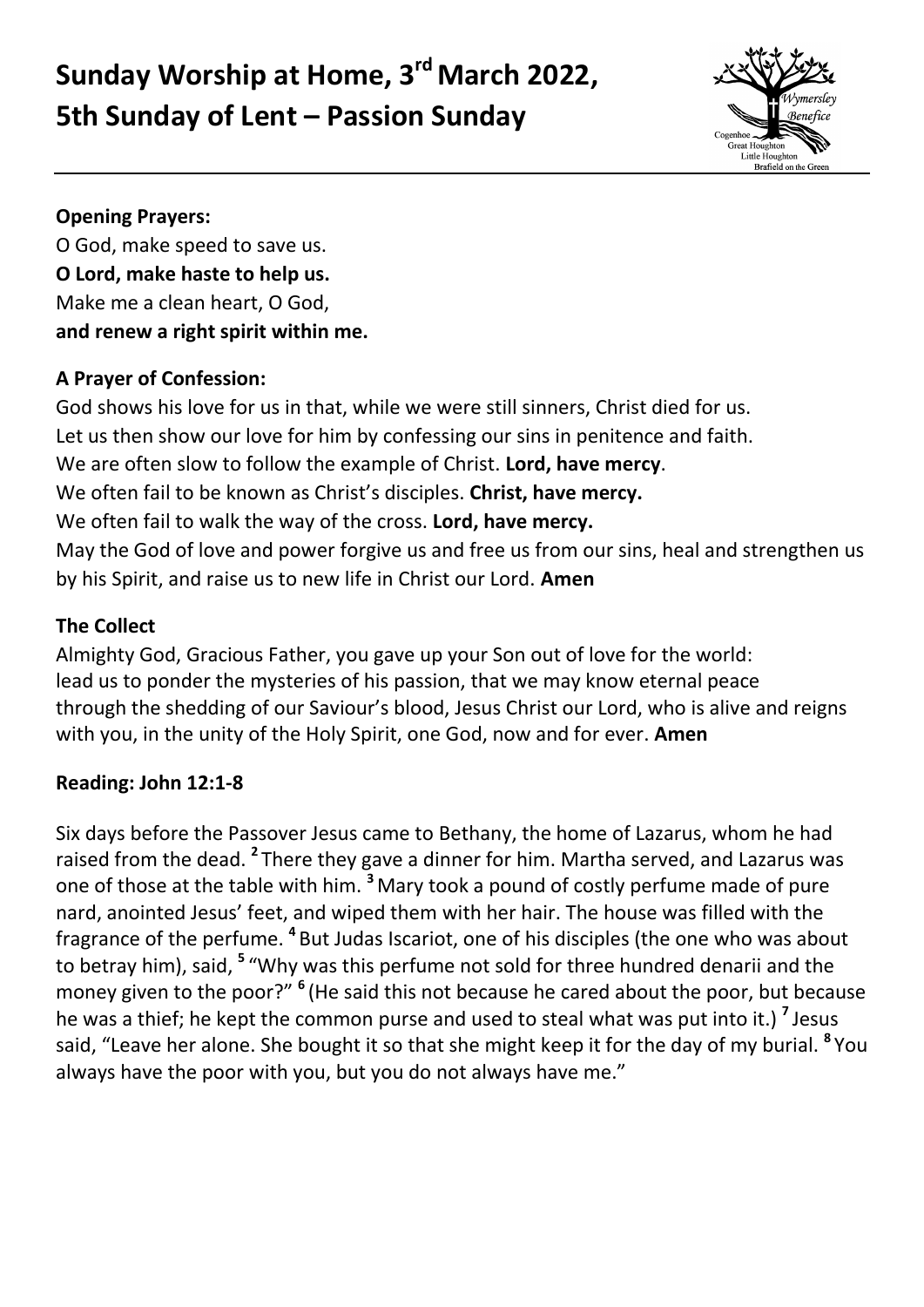# Sunday Worship at Home, 3rd March 2022, 5th Sunday of Lent – Passion Sunday

**Opening Prayers:**

O God, make speed to save us.
**O Lord, make haste to help us.**
Make me a clean heart, O God,
**and renew a right spirit within me.**

**A Prayer of Confession:**

God shows his love for us in that, while we were still sinners, Christ died for us.
Let us then show our love for him by confessing our sins in penitence and faith.
We are often slow to follow the example of Christ. **Lord, have mercy**.
We often fail to be known as Christ's disciples. **Christ, have mercy.**
We often fail to walk the way of the cross. **Lord, have mercy.**
May the God of love and power forgive us and free us from our sins, heal and strengthen us by his Spirit, and raise us to new life in Christ our Lord. **Amen**

**The Collect**

Almighty God, Gracious Father, you gave up your Son out of love for the world:
lead us to ponder the mysteries of his passion, that we may know eternal peace
through the shedding of our Saviour's blood, Jesus Christ our Lord, who is alive and reigns with you, in the unity of the Holy Spirit, one God, now and for ever. **Amen**

**Reading: John 12:1-8**

Six days before the Passover Jesus came to Bethany, the home of Lazarus, whom he had raised from the dead. **2** There they gave a dinner for him. Martha served, and Lazarus was one of those at the table with him. **3** Mary took a pound of costly perfume made of pure nard, anointed Jesus' feet, and wiped them with her hair. The house was filled with the fragrance of the perfume. **4** But Judas Iscariot, one of his disciples (the one who was about to betray him), said, **5** "Why was this perfume not sold for three hundred denarii and the money given to the poor?" **6** (He said this not because he cared about the poor, but because he was a thief; he kept the common purse and used to steal what was put into it.) **7** Jesus said, "Leave her alone. She bought it so that she might keep it for the day of my burial. **8** You always have the poor with you, but you do not always have me."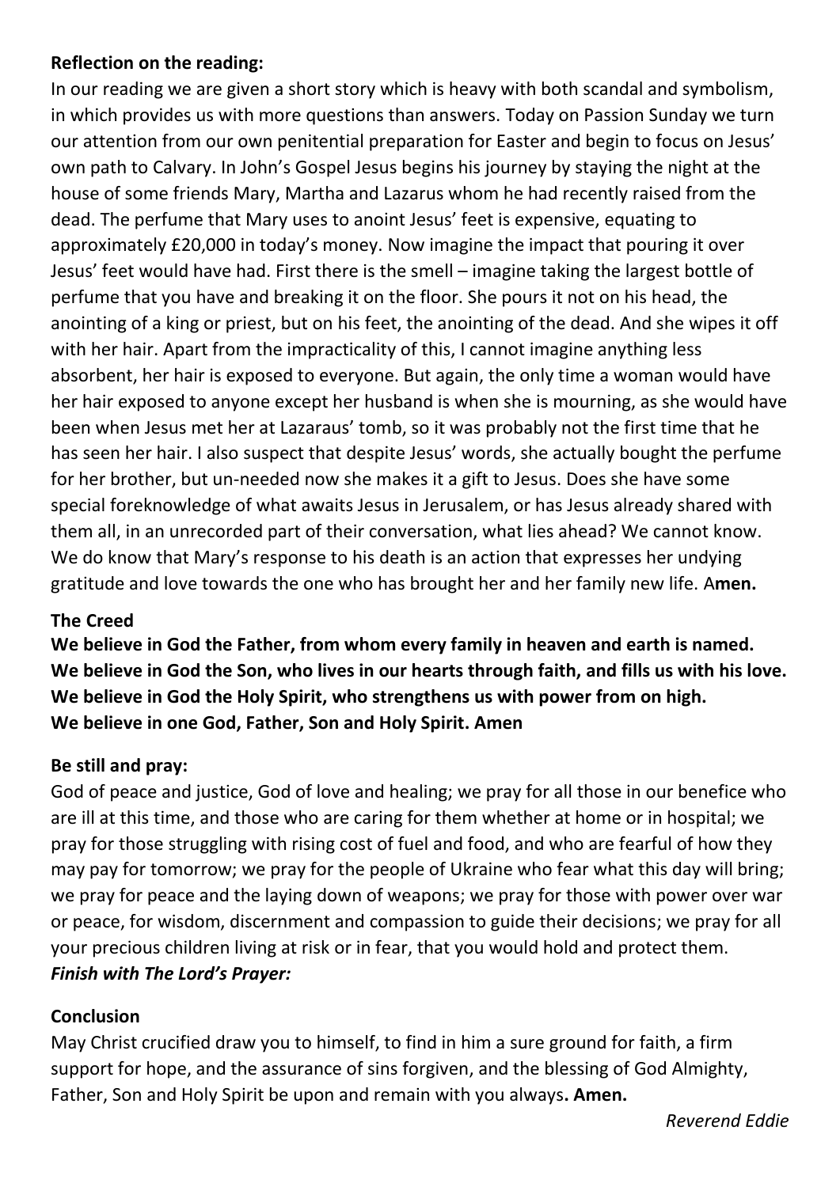**Reflection on the reading:**

In our reading we are given a short story which is heavy with both scandal and symbolism, in which provides us with more questions than answers. Today on Passion Sunday we turn our attention from our own penitential preparation for Easter and begin to focus on Jesus' own path to Calvary. In John's Gospel Jesus begins his journey by staying the night at the house of some friends Mary, Martha and Lazarus whom he had recently raised from the dead. The perfume that Mary uses to anoint Jesus' feet is expensive, equating to approximately £20,000 in today's money. Now imagine the impact that pouring it over Jesus' feet would have had. First there is the smell – imagine taking the largest bottle of perfume that you have and breaking it on the floor. She pours it not on his head, the anointing of a king or priest, but on his feet, the anointing of the dead. And she wipes it off with her hair. Apart from the impracticality of this, I cannot imagine anything less absorbent, her hair is exposed to everyone. But again, the only time a woman would have her hair exposed to anyone except her husband is when she is mourning, as she would have been when Jesus met her at Lazaraus' tomb, so it was probably not the first time that he has seen her hair. I also suspect that despite Jesus' words, she actually bought the perfume for her brother, but un-needed now she makes it a gift to Jesus. Does she have some special foreknowledge of what awaits Jesus in Jerusalem, or has Jesus already shared with them all, in an unrecorded part of their conversation, what lies ahead? We cannot know. We do know that Mary's response to his death is an action that expresses her undying gratitude and love towards the one who has brought her and her family new life. A**men.**

**The Creed**

**We believe in God the Father, from whom every family in heaven and earth is named.**
**We believe in God the Son, who lives in our hearts through faith, and fills us with his love.**
**We believe in God the Holy Spirit, who strengthens us with power from on high.**
**We believe in one God, Father, Son and Holy Spirit. Amen**

**Be still and pray:**

God of peace and justice, God of love and healing; we pray for all those in our benefice who are ill at this time, and those who are caring for them whether at home or in hospital; we pray for those struggling with rising cost of fuel and food, and who are fearful of how they may pay for tomorrow; we pray for the people of Ukraine who fear what this day will bring; we pray for peace and the laying down of weapons; we pray for those with power over war or peace, for wisdom, discernment and compassion to guide their decisions; we pray for all your precious children living at risk or in fear, that you would hold and protect them.
***Finish with The Lord's Prayer:***

**Conclusion**

May Christ crucified draw you to himself, to find in him a sure ground for faith, a firm support for hope, and the assurance of sins forgiven, and the blessing of God Almighty, Father, Son and Holy Spirit be upon and remain with you always**. Amen.**

*Reverend Eddie*